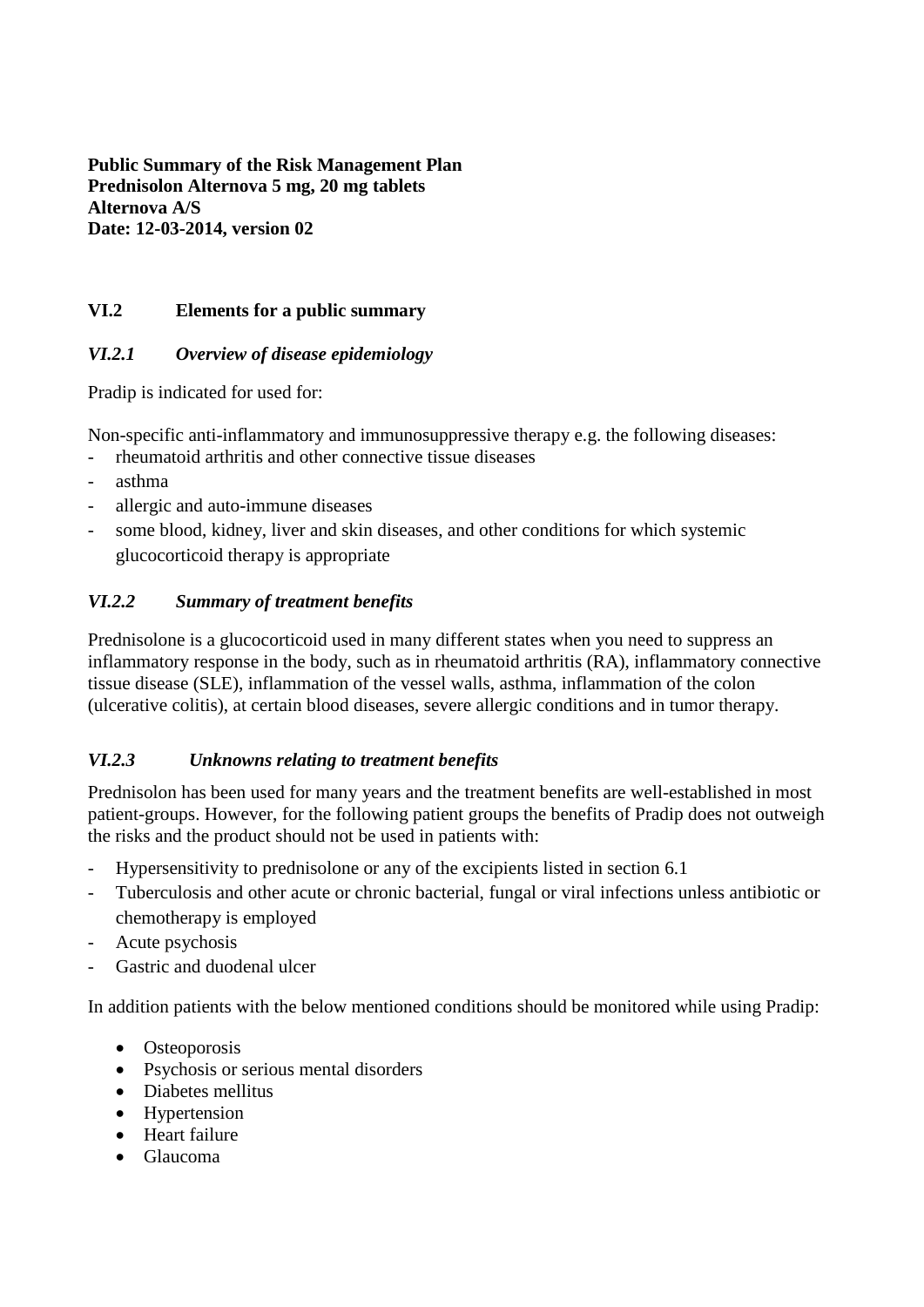**Public Summary of the Risk Management Plan**
**Prednisolon Alternova 5 mg, 20 mg tablets**
**Alternova A/S**
**Date: 12-03-2014, version 02**

## VI.2 Elements for a public summary

### *VI.2.1 Overview of disease epidemiology*

Pradip is indicated for used for:

Non-specific anti-inflammatory and immunosuppressive therapy e.g. the following diseases:

- rheumatoid arthritis and other connective tissue diseases
- asthma
- allergic and auto-immune diseases
- some blood, kidney, liver and skin diseases, and other conditions for which systemic glucocorticoid therapy is appropriate

### *VI.2.2 Summary of treatment benefits*

Prednisolone is a glucocorticoid used in many different states when you need to suppress an inflammatory response in the body, such as in rheumatoid arthritis (RA), inflammatory connective tissue disease (SLE), inflammation of the vessel walls, asthma, inflammation of the colon (ulcerative colitis), at certain blood diseases, severe allergic conditions and in tumor therapy.

### *VI.2.3 Unknowns relating to treatment benefits*

Prednisolon has been used for many years and the treatment benefits are well-established in most patient-groups. However, for the following patient groups the benefits of Pradip does not outweigh the risks and the product should not be used in patients with:

- Hypersensitivity to prednisolone or any of the excipients listed in section 6.1
- Tuberculosis and other acute or chronic bacterial, fungal or viral infections unless antibiotic or chemotherapy is employed
- Acute psychosis
- Gastric and duodenal ulcer

In addition patients with the below mentioned conditions should be monitored while using Pradip:

- Osteoporosis
- Psychosis or serious mental disorders
- Diabetes mellitus
- Hypertension
- Heart failure
- Glaucoma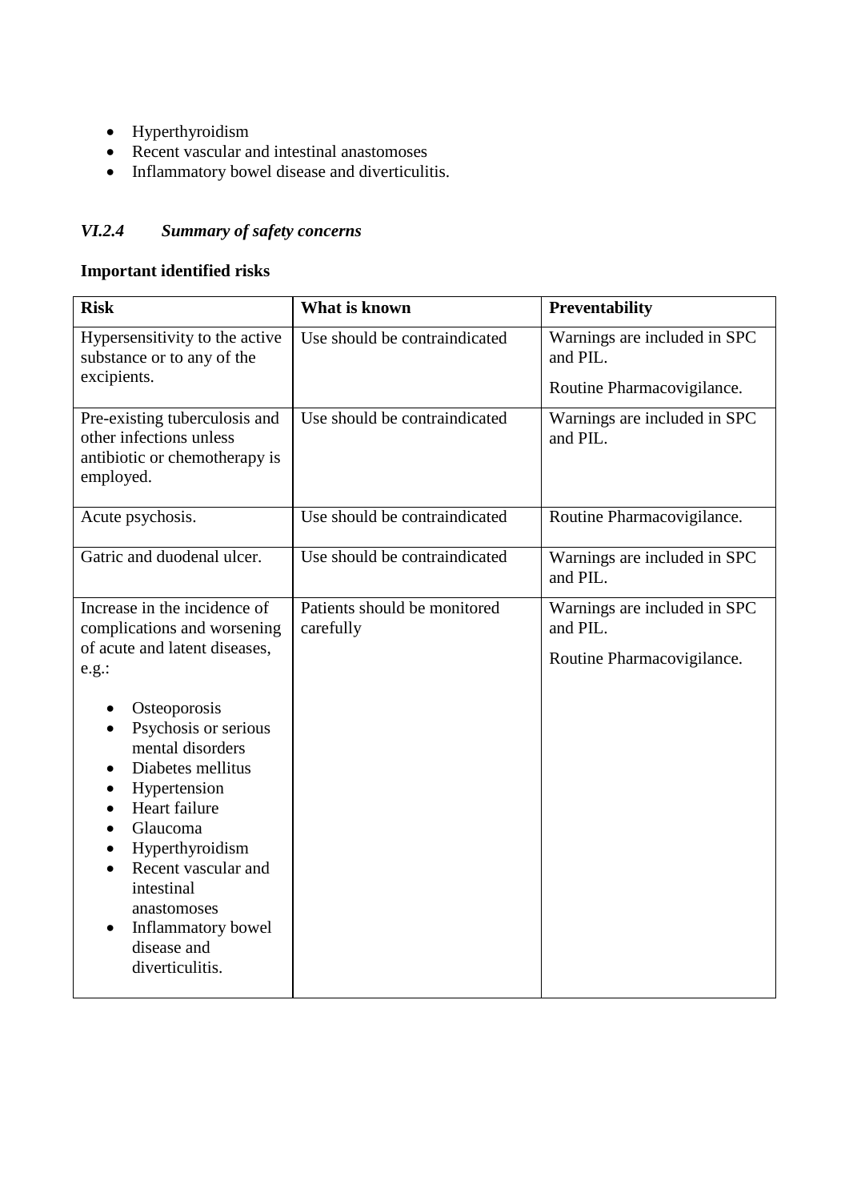- Hyperthyroidism
- Recent vascular and intestinal anastomoses
- Inflammatory bowel disease and diverticulitis.

### *VI.2.4 Summary of safety concerns*

**Important identified risks**

| **Risk** | **What is known** | **Preventability** |
|---|---|---|
| Hypersensitivity to the active substance or to any of the excipients. | Use should be contraindicated | Warnings are included in SPC and PIL.<br><br>Routine Pharmacovigilance. |
| Pre-existing tuberculosis and other infections unless antibiotic or chemotherapy is employed. | Use should be contraindicated | Warnings are included in SPC and PIL. |
| Acute psychosis. | Use should be contraindicated | Routine Pharmacovigilance. |
| Gatric and duodenal ulcer. | Use should be contraindicated | Warnings are included in SPC and PIL. |
| Increase in the incidence of complications and worsening of acute and latent diseases, e.g.:<br><br>• Osteoporosis<br>• Psychosis or serious mental disorders<br>• Diabetes mellitus<br>• Hypertension<br>• Heart failure<br>• Glaucoma<br>• Hyperthyroidism<br>• Recent vascular and intestinal anastomoses<br>• Inflammatory bowel disease and diverticulitis. | Patients should be monitored carefully | Warnings are included in SPC and PIL.<br><br>Routine Pharmacovigilance. |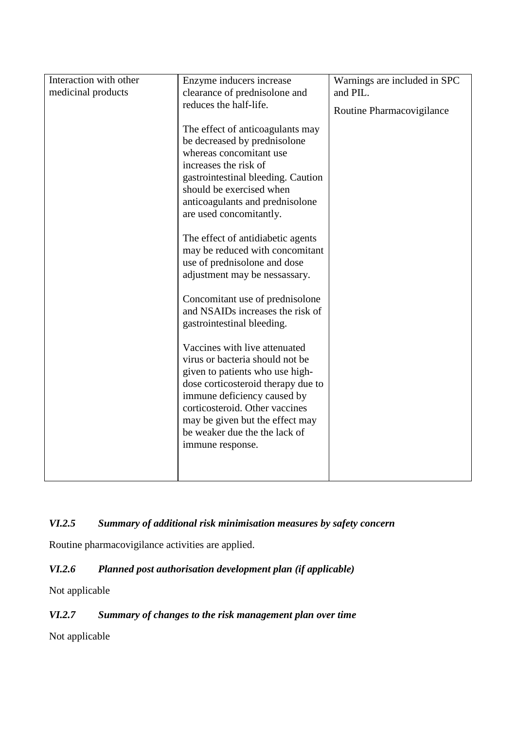| | | |
|---|---|---|
| Interaction with other medicinal products | Enzyme inducers increase clearance of prednisolone and reduces the half-life.<br><br>The effect of anticoagulants may be decreased by prednisolone whereas concomitant use increases the risk of gastrointestinal bleeding. Caution should be exercised when anticoagulants and prednisolone are used concomitantly.<br><br>The effect of antidiabetic agents may be reduced with concomitant use of prednisolone and dose adjustment may be nessassary.<br><br>Concomitant use of prednisolone and NSAIDs increases the risk of gastrointestinal bleeding.<br><br>Vaccines with live attenuated virus or bacteria should not be given to patients who use high-dose corticosteroid therapy due to immune deficiency caused by corticosteroid. Other vaccines may be given but the effect may be weaker due the the lack of immune response. | Warnings are included in SPC and PIL.<br><br>Routine Pharmacovigilance |

### *VI.2.5 Summary of additional risk minimisation measures by safety concern*

Routine pharmacovigilance activities are applied.

### *VI.2.6 Planned post authorisation development plan (if applicable)*

Not applicable

### *VI.2.7 Summary of changes to the risk management plan over time*

Not applicable